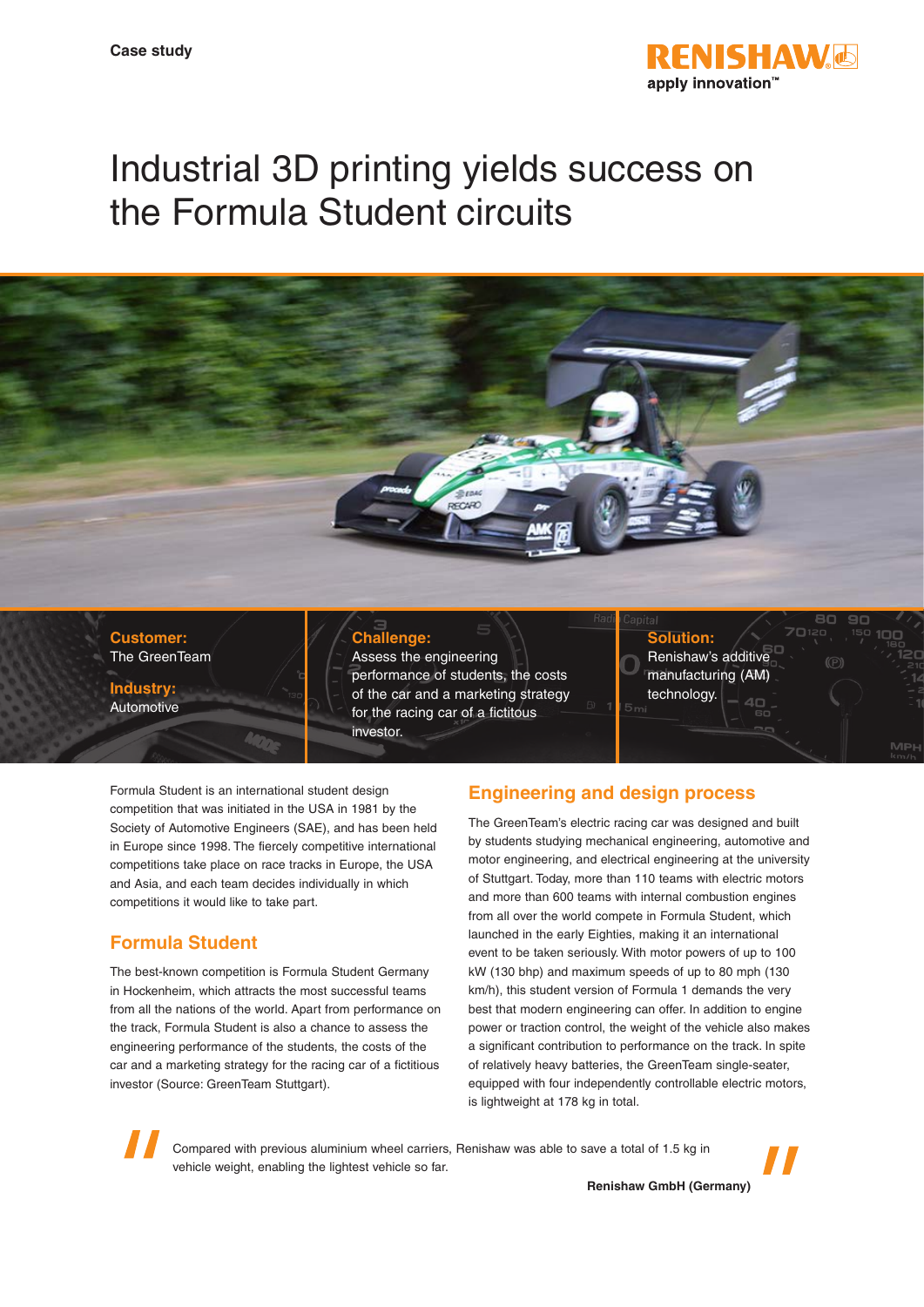Case study

RENISHAW
apply innovation™

# Industrial 3D printing yields success on the Formula Student circuits

**Customer:**
The GreenTeam

**Industry:**
Automotive

**Challenge:**
Assess the engineering performance of students, the costs of the car and a marketing strategy for the racing car of a fictitous investor.

**Solution:**
Renishaw's additive manufacturing (AM) technology.

Formula Student is an international student design competition that was initiated in the USA in 1981 by the Society of Automotive Engineers (SAE), and has been held in Europe since 1998. The fiercely competitive international competitions take place on race tracks in Europe, the USA and Asia, and each team decides individually in which competitions it would like to take part.

## Formula Student

The best-known competition is Formula Student Germany in Hockenheim, which attracts the most successful teams from all the nations of the world. Apart from performance on the track, Formula Student is also a chance to assess the engineering performance of the students, the costs of the car and a marketing strategy for the racing car of a fictitious investor (Source: GreenTeam Stuttgart).

## Engineering and design process

The GreenTeam's electric racing car was designed and built by students studying mechanical engineering, automotive and motor engineering, and electrical engineering at the university of Stuttgart. Today, more than 110 teams with electric motors and more than 600 teams with internal combustion engines from all over the world compete in Formula Student, which launched in the early Eighties, making it an international event to be taken seriously. With motor powers of up to 100 kW (130 bhp) and maximum speeds of up to 80 mph (130 km/h), this student version of Formula 1 demands the very best that modern engineering can offer. In addition to engine power or traction control, the weight of the vehicle also makes a significant contribution to performance on the track. In spite of relatively heavy batteries, the GreenTeam single-seater, equipped with four independently controllable electric motors, is lightweight at 178 kg in total.

> "Compared with previous aluminium wheel carriers, Renishaw was able to save a total of 1.5 kg in vehicle weight, enabling the lightest vehicle so far."
>
> **Renishaw GmbH (Germany)**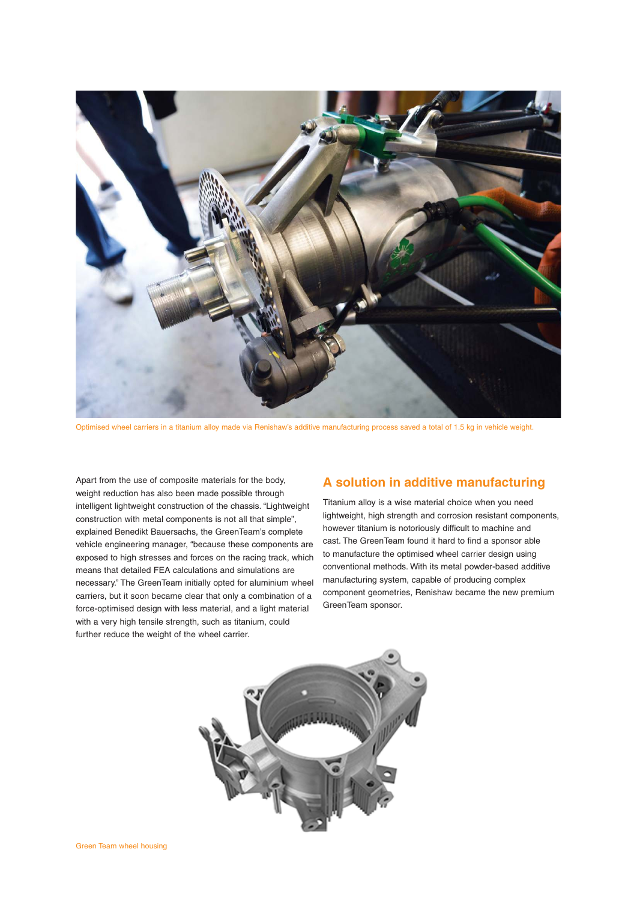Optimised wheel carriers in a titanium alloy made via Renishaw's additive manufacturing process saved a total of 1.5 kg in vehicle weight.

Apart from the use of composite materials for the body, weight reduction has also been made possible through intelligent lightweight construction of the chassis. "Lightweight construction with metal components is not all that simple", explained Benedikt Bauersachs, the GreenTeam's complete vehicle engineering manager, "because these components are exposed to high stresses and forces on the racing track, which means that detailed FEA calculations and simulations are necessary." The GreenTeam initially opted for aluminium wheel carriers, but it soon became clear that only a combination of a force-optimised design with less material, and a light material with a very high tensile strength, such as titanium, could further reduce the weight of the wheel carrier.

## A solution in additive manufacturing

Titanium alloy is a wise material choice when you need lightweight, high strength and corrosion resistant components, however titanium is notoriously difficult to machine and cast. The GreenTeam found it hard to find a sponsor able to manufacture the optimised wheel carrier design using conventional methods. With its metal powder-based additive manufacturing system, capable of producing complex component geometries, Renishaw became the new premium GreenTeam sponsor.

Green Team wheel housing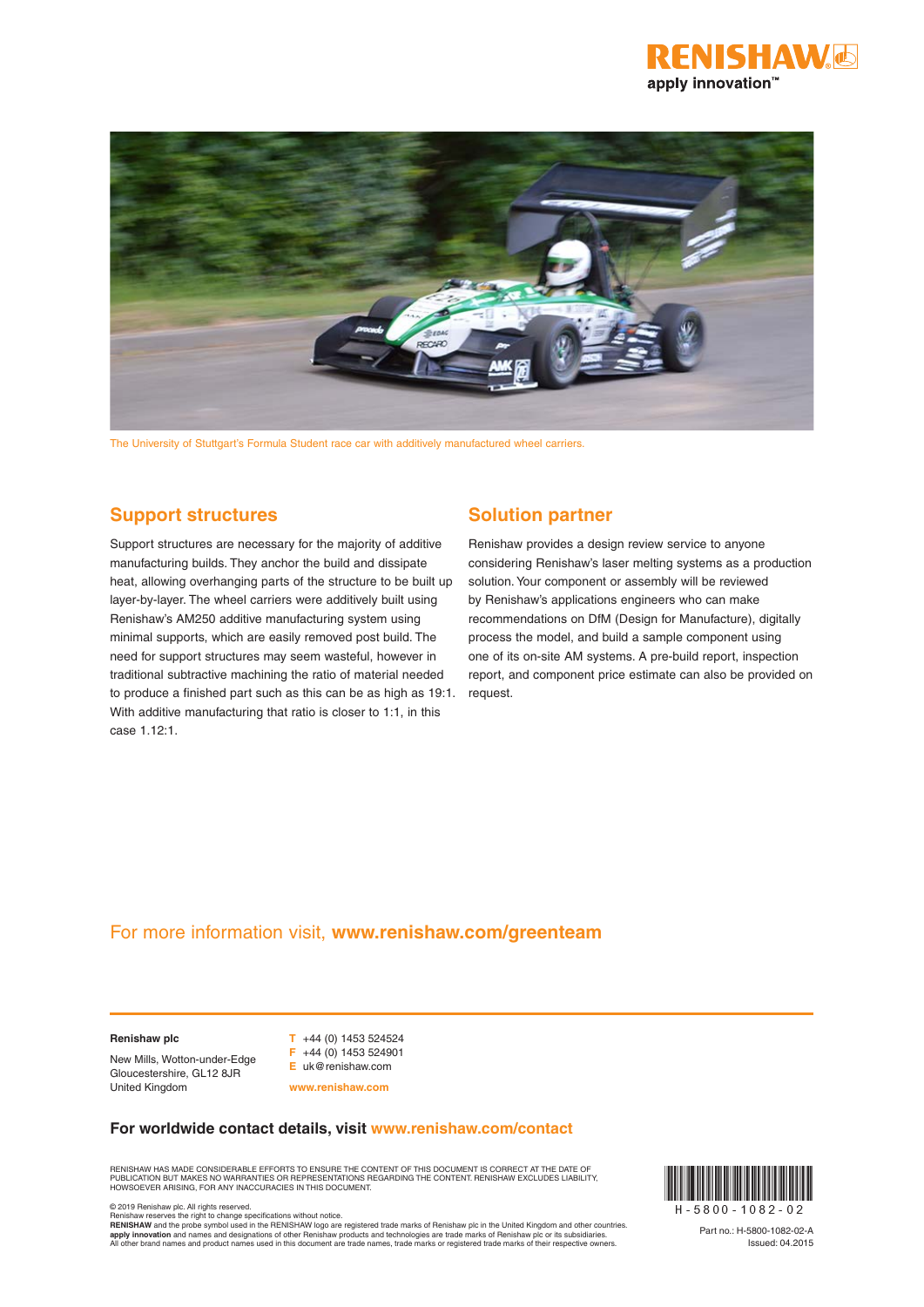The University of Stuttgart's Formula Student race car with additively manufactured wheel carriers.

## Support structures

Support structures are necessary for the majority of additive manufacturing builds. They anchor the build and dissipate heat, allowing overhanging parts of the structure to be built up layer-by-layer. The wheel carriers were additively built using Renishaw's AM250 additive manufacturing system using minimal supports, which are easily removed post build. The need for support structures may seem wasteful, however in traditional subtractive machining the ratio of material needed to produce a finished part such as this can be as high as 19:1. With additive manufacturing that ratio is closer to 1:1, in this case 1.12:1.

## Solution partner

Renishaw provides a design review service to anyone considering Renishaw's laser melting systems as a production solution. Your component or assembly will be reviewed by Renishaw's applications engineers who can make recommendations on DfM (Design for Manufacture), digitally process the model, and build a sample component using one of its on-site AM systems. A pre-build report, inspection report, and component price estimate can also be provided on request.

For more information visit, **www.renishaw.com/greenteam**

**Renishaw plc**

New Mills, Wotton-under-Edge
Gloucestershire, GL12 8JR
United Kingdom

**T** +44 (0) 1453 524524
**F** +44 (0) 1453 524901
**E** uk@renishaw.com

**www.renishaw.com**

**For worldwide contact details, visit www.renishaw.com/contact**

RENISHAW HAS MADE CONSIDERABLE EFFORTS TO ENSURE THE CONTENT OF THIS DOCUMENT IS CORRECT AT THE DATE OF PUBLICATION BUT MAKES NO WARRANTIES OR REPRESENTATIONS REGARDING THE CONTENT. RENISHAW EXCLUDES LIABILITY, HOWSOEVER ARISING, FOR ANY INACCURACIES IN THIS DOCUMENT.

© 2019 Renishaw plc. All rights reserved.
Renishaw reserves the right to change specifications without notice.
**RENISHAW** and the probe symbol used in the RENISHAW logo are registered trade marks of Renishaw plc in the United Kingdom and other countries. **apply innovation** and names and designations of other Renishaw products and technologies are trade marks of Renishaw plc or its subsidiaries.
All other brand names and product names used in this document are trade names, trade marks or registered trade marks of their respective owners.

H-5800-1082-02

Part no.: H-5800-1082-02-A
Issued: 04.2015